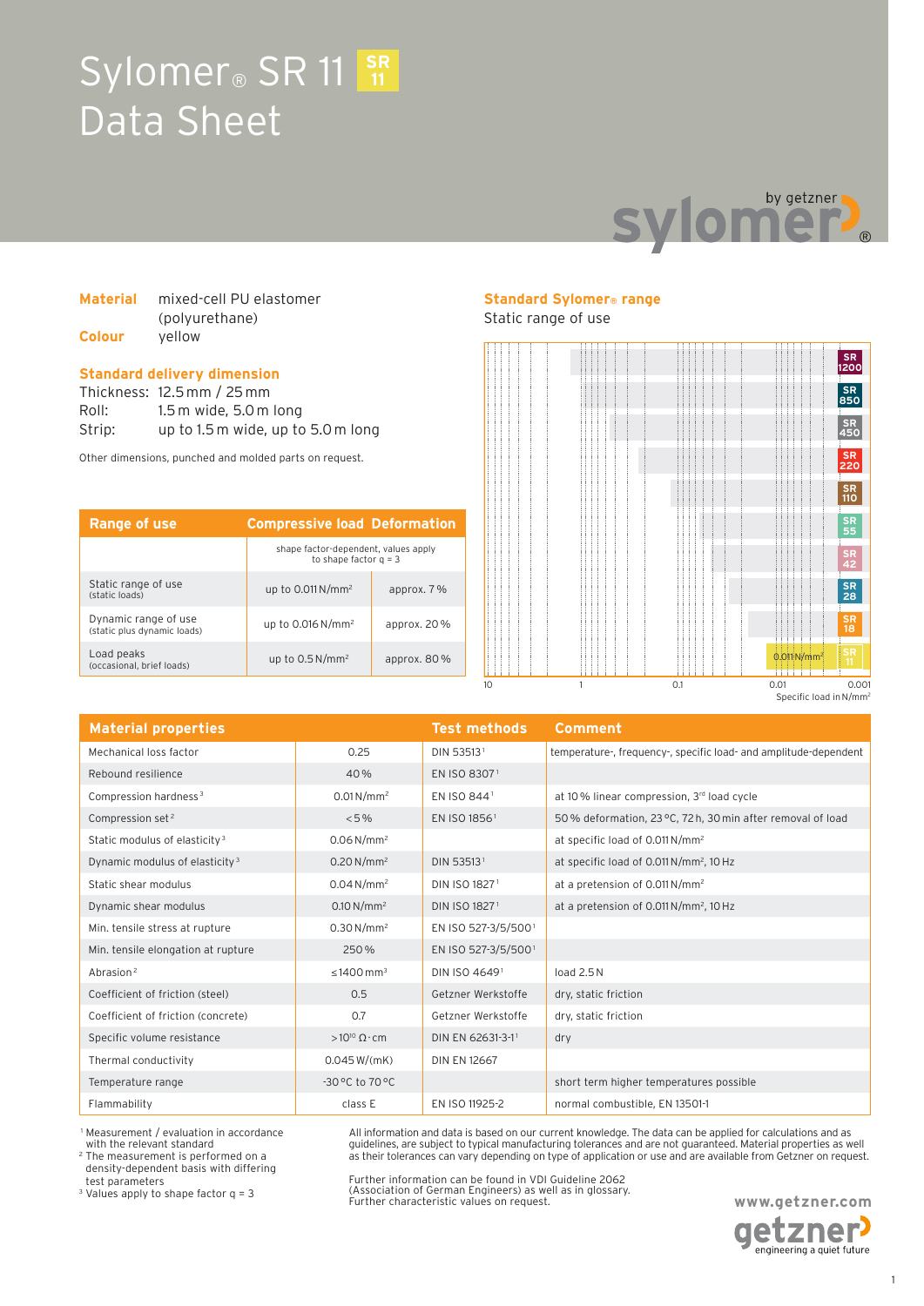# Sylomer® SR 11
# Data Sheet

**Material** mixed-cell PU elastomer (polyurethane)

**Colour** yellow

**Standard delivery dimension**

Thickness: 12.5 mm / 25 mm

Roll: 1.5 m wide, 5.0 m long

Strip: up to 1.5 m wide, up to 5.0 m long

Other dimensions, punched and molded parts on request.

| Range of use | Compressive load | Deformation |
|---|---|---|
| | shape factor-dependent, values apply to shape factor q = 3 | |
| Static range of use (static loads) | up to 0.011 N/mm² | approx. 7 % |
| Dynamic range of use (static plus dynamic loads) | up to 0.016 N/mm² | approx. 20 % |
| Load peaks (occasional, brief loads) | up to 0.5 N/mm² | approx. 80 % |

**Standard Sylomer® range**

Static range of use

SR 1200, SR 850, SR 450, SR 220, SR 110, SR 55, SR 42, SR 28, SR 18, SR 11

0.011 N/mm²

10 | 1 | 0.1 | 0.01 | 0.001

Specific load in N/mm²

| Material properties | | Test methods | Comment |
|---|---|---|---|
| Mechanical loss factor | 0.25 | DIN 53513 [1] | temperature-, frequency-, specific load- and amplitude-dependent |
| Rebound resilience | 40 % | EN ISO 8307 [1] | |
| Compression hardness [3] | 0.01 N/mm² | EN ISO 844 [1] | at 10 % linear compression, 3rd load cycle |
| Compression set [2] | < 5 % | EN ISO 1856 [1] | 50 % deformation, 23 °C, 72 h, 30 min after removal of load |
| Static modulus of elasticity [3] | 0.06 N/mm² | | at specific load of 0.011 N/mm² |
| Dynamic modulus of elasticity [3] | 0.20 N/mm² | DIN 53513 [1] | at specific load of 0.011 N/mm², 10 Hz |
| Static shear modulus | 0.04 N/mm² | DIN ISO 1827 [1] | at a pretension of 0.011 N/mm² |
| Dynamic shear modulus | 0.10 N/mm² | DIN ISO 1827 [1] | at a pretension of 0.011 N/mm², 10 Hz |
| Min. tensile stress at rupture | 0.30 N/mm² | EN ISO 527-3/5/500 [1] | |
| Min. tensile elongation at rupture | 250 % | EN ISO 527-3/5/500 [1] | |
| Abrasion [2] | ≤ 1400 mm³ | DIN ISO 4649 [1] | load 2.5 N |
| Coefficient of friction (steel) | 0.5 | Getzner Werkstoffe | dry, static friction |
| Coefficient of friction (concrete) | 0.7 | Getzner Werkstoffe | dry, static friction |
| Specific volume resistance | > $10^{10}$ Ω·cm | DIN EN 62631-3-1 [1] | dry |
| Thermal conductivity | 0.045 W/(mK) | DIN EN 12667 | |
| Temperature range | -30 °C to 70 °C | | short term higher temperatures possible |
| Flammability | class E | EN ISO 11925-2 | normal combustible, EN 13501-1 |

[1] Measurement / evaluation in accordance with the relevant standard

[2] The measurement is performed on a density-dependent basis with differing test parameters

[3] Values apply to shape factor q = 3

All information and data is based on our current knowledge. The data can be applied for calculations and as guidelines, are subject to typical manufacturing tolerances and are not guaranteed. Material properties as well as their tolerances can vary depending on type of application or use and are available from Getzner on request.

Further information can be found in VDI Guideline 2062 (Association of German Engineers) as well as in glossary. Further characteristic values on request.

www.getzner.com

getzner engineering a quiet future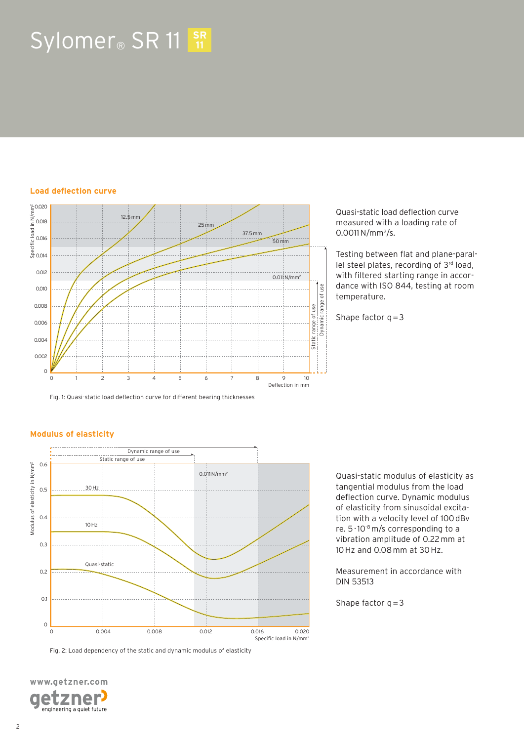# Sylomer® SR 11

## Load deflection curve

Fig. 1: Quasi-static load deflection curve for different bearing thicknesses

Quasi-static load deflection curve measured with a loading rate of 0.0011 N/mm²/s.

Testing between flat and plane-parallel steel plates, recording of 3rd load, with filtered starting range in accordance with ISO 844, testing at room temperature.

Shape factor q = 3

## Modulus of elasticity

Fig. 2: Load dependency of the static and dynamic modulus of elasticity

Quasi-static modulus of elasticity as tangential modulus from the load deflection curve. Dynamic modulus of elasticity from sinusoidal excitation with a velocity level of 100 dBv re. $5 \cdot 10^{-8}$ m/s corresponding to a vibration amplitude of 0.22 mm at 10 Hz and 0.08 mm at 30 Hz.

Measurement in accordance with DIN 53513

Shape factor q = 3

www.getzner.com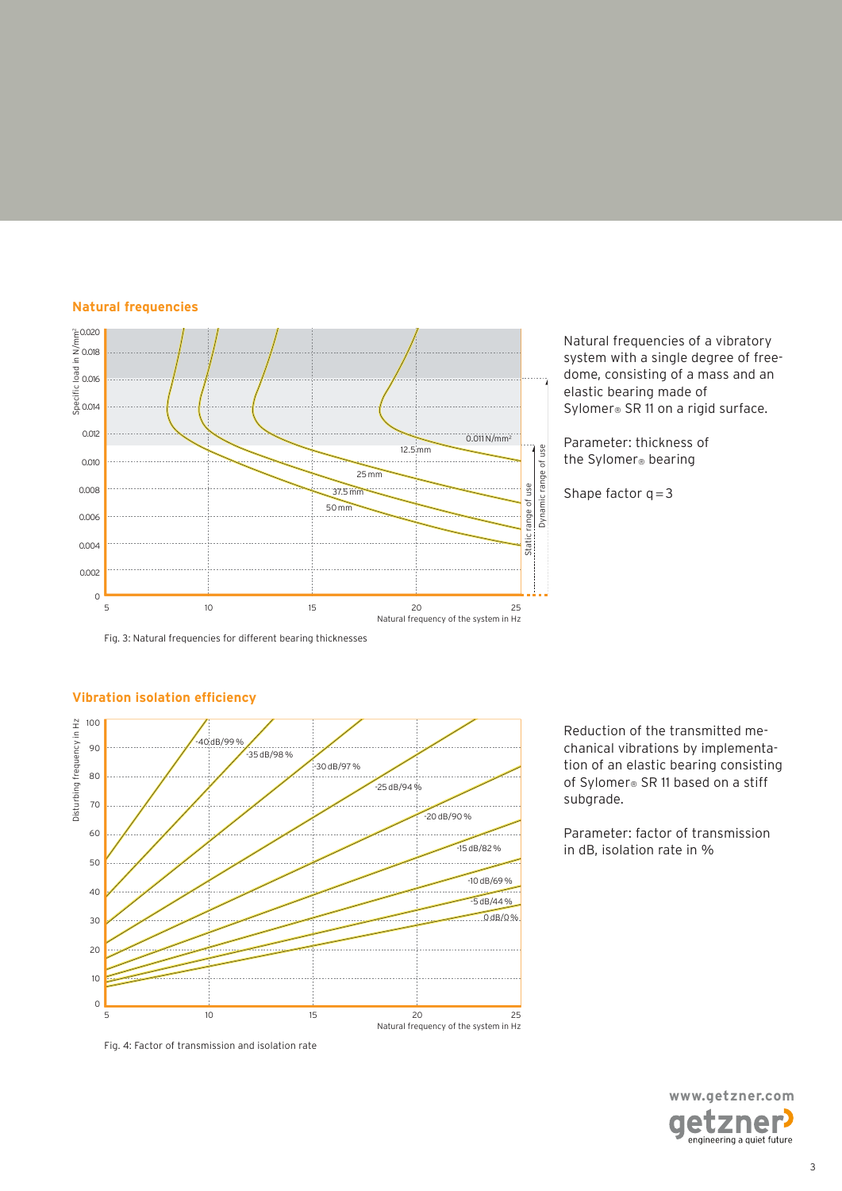## Natural frequencies

Natural frequencies of a vibratory system with a single degree of freedome, consisting of a mass and an elastic bearing made of Sylomer® SR 11 on a rigid surface.

Parameter: thickness of the Sylomer® bearing

Shape factor q = 3

Fig. 3: Natural frequencies for different bearing thicknesses

## Vibration isolation efficiency

Reduction of the transmitted mechanical vibrations by implementation of an elastic bearing consisting of Sylomer® SR 11 based on a stiff subgrade.

Parameter: factor of transmission in dB, isolation rate in %

Fig. 4: Factor of transmission and isolation rate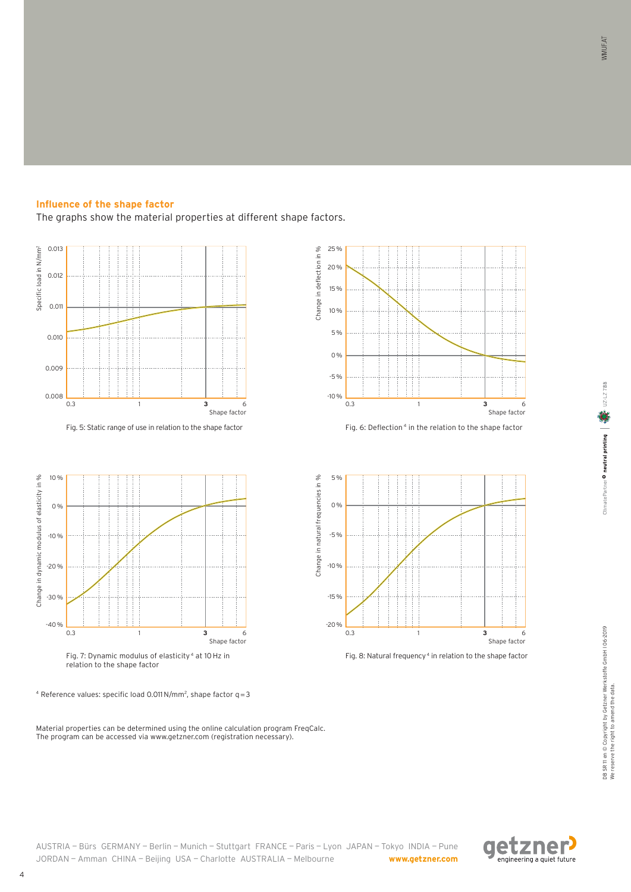## Influence of the shape factor

The graphs show the material properties at different shape factors.

Specific load in N/mm²
0.013
0.012
0.011
0.010
0.009
0.008
0.3
1
3
6
Shape factor

Fig. 5: Static range of use in relation to the shape factor

Change in deflection in %
25 %
20 %
15 %
10 %
5 %
0 %
-5 %
-10 %
0.3
1
3
6
Shape factor

Fig. 6: Deflection[4] in the relation to the shape factor

Change in dynamic modulus of elasticity in %
10 %
0 %
-10 %
-20 %
-30 %
-40 %
0.3
1
3
6
Shape factor

Fig. 7: Dynamic modulus of elasticity[4] at 10 Hz in relation to the shape factor

Change in natural frequencies in %
5 %
0 %
-5 %
-10 %
-15 %
-20 %
0.3
1
3
6
Shape factor

Fig. 8: Natural frequency[4] in relation to the shape factor

[4] Reference values: specific load 0.011 N/mm², shape factor q = 3

Material properties can be determined using the online calculation program FreqCalc.
The program can be accessed via www.getzner.com (registration necessary).

AUSTRIA – Bürs GERMANY – Berlin – Munich – Stuttgart FRANCE – Paris – Lyon JAPAN – Tokyo INDIA – Pune
JORDAN – Amman CHINA – Beijing USA – Charlotte AUSTRALIA – Melbourne **www.getzner.com**

getzner engineering a quiet future

DB SR 11 en © Copyright by Getzner Werkstoffe GmbH I 06-2019
We reserve the right to amend the data.